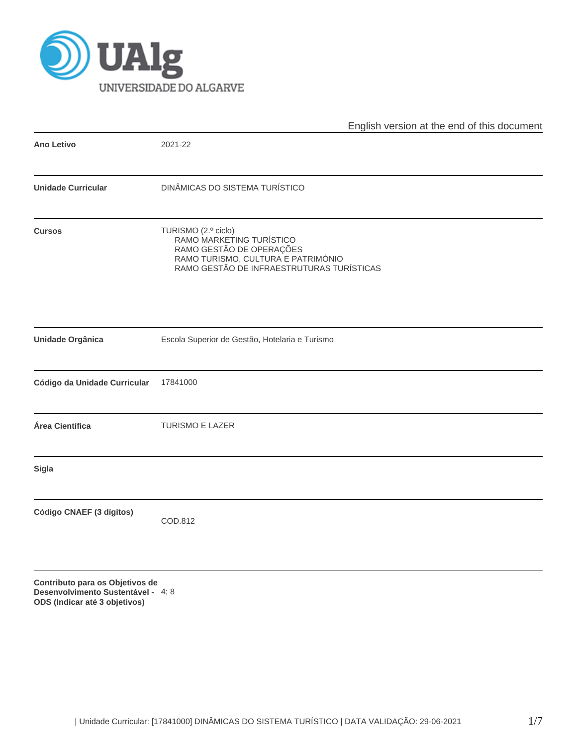UAlg UNIVERSIDADE DO ALGARVE

English version at the end of this document

| | |
|---|---|
| **Ano Letivo** | 2021-22 |
| **Unidade Curricular** | DINÂMICAS DO SISTEMA TURÍSTICO |
| **Cursos** | TURISMO (2.º ciclo)<br>RAMO MARKETING TURÍSTICO<br>RAMO GESTÃO DE OPERAÇÕES<br>RAMO TURISMO, CULTURA E PATRIMÓNIO<br>RAMO GESTÃO DE INFRAESTRUTURAS TURÍSTICAS |
| **Unidade Orgânica** | Escola Superior de Gestão, Hotelaria e Turismo |
| **Código da Unidade Curricular** | 17841000 |
| **Área Científica** | TURISMO E LAZER |
| **Sigla** | |
| **Código CNAEF (3 dígitos)** | COD.812 |
| **Contributo para os Objetivos de Desenvolvimento Sustentável - ODS (Indicar até 3 objetivos)** | 4; 8 |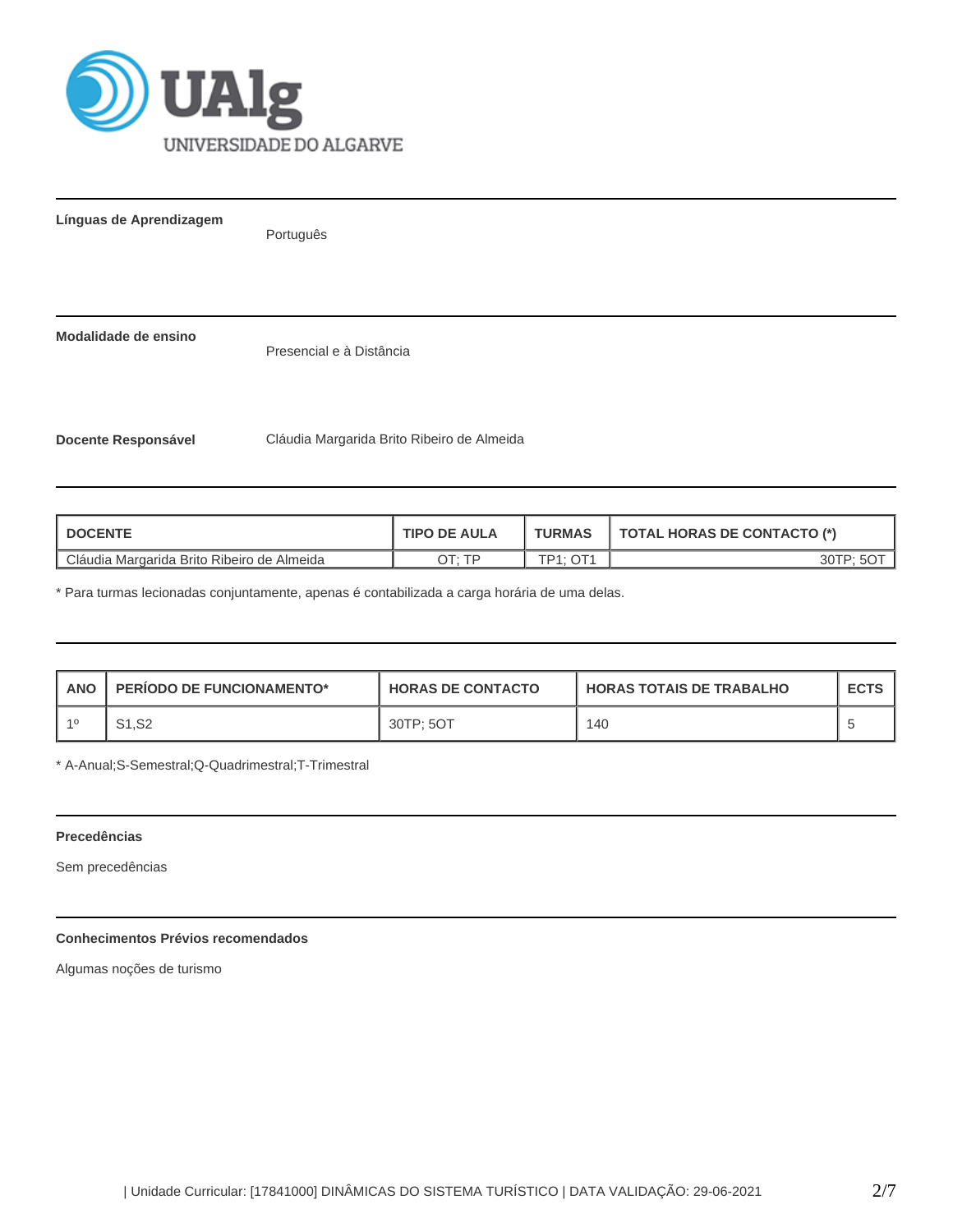**Línguas de Aprendizagem**

Português

**Modalidade de ensino**

Presencial e à Distância

**Docente Responsável**

Cláudia Margarida Brito Ribeiro de Almeida

| DOCENTE | TIPO DE AULA | TURMAS | TOTAL HORAS DE CONTACTO (*) |
|---|---|---|---|
| Cláudia Margarida Brito Ribeiro de Almeida | OT; TP | TP1; OT1 | 30TP; 5OT |

* Para turmas lecionadas conjuntamente, apenas é contabilizada a carga horária de uma delas.

| ANO | PERÍODO DE FUNCIONAMENTO* | HORAS DE CONTACTO | HORAS TOTAIS DE TRABALHO | ECTS |
|---|---|---|---|---|
| 1º | S1,S2 | 30TP; 5OT | 140 | 5 |

* A-Anual;S-Semestral;Q-Quadrimestral;T-Trimestral

**Precedências**

Sem precedências

**Conhecimentos Prévios recomendados**

Algumas noções de turismo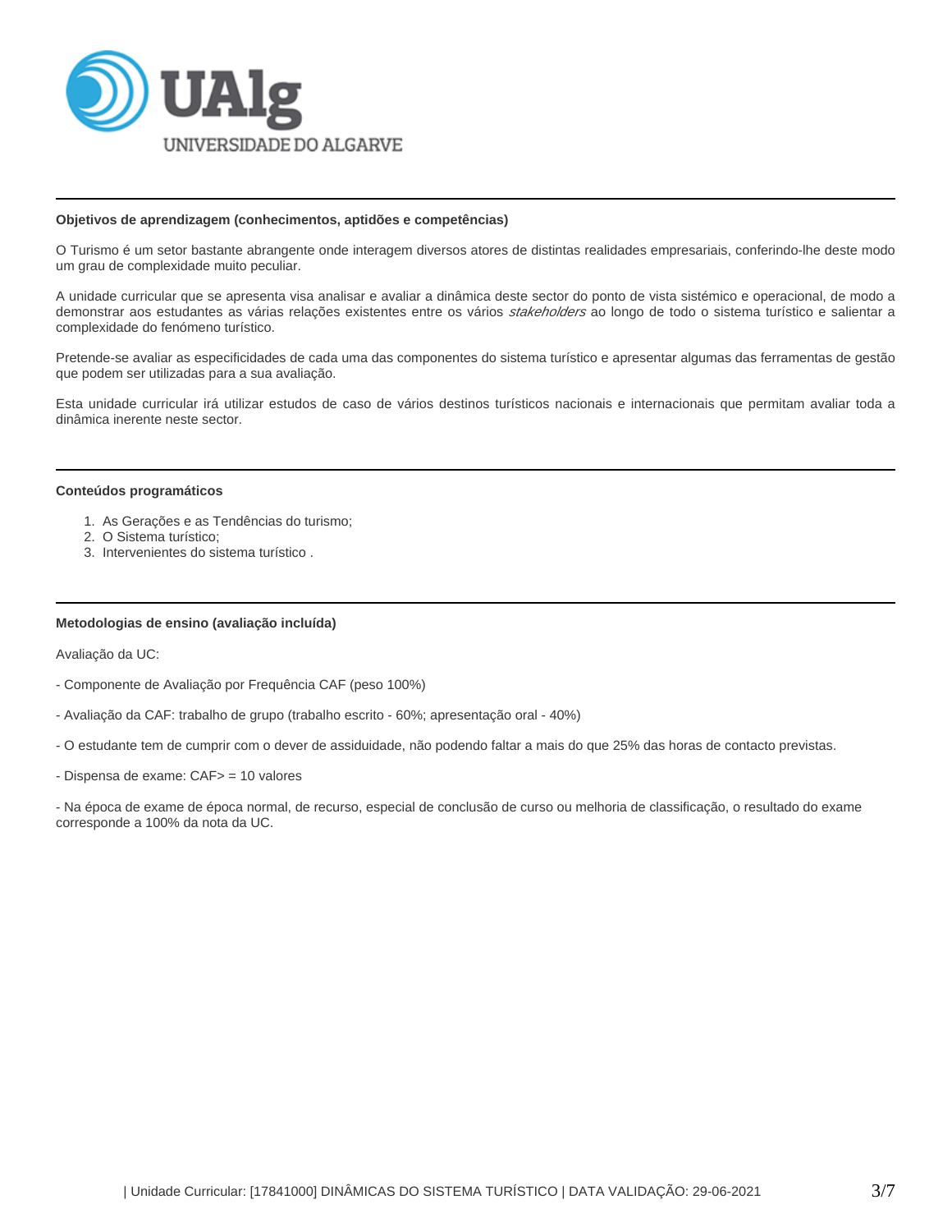#### Objetivos de aprendizagem (conhecimentos, aptidões e competências)

O Turismo é um setor bastante abrangente onde interagem diversos atores de distintas realidades empresariais, conferindo-lhe deste modo um grau de complexidade muito peculiar.

A unidade curricular que se apresenta visa analisar e avaliar a dinâmica deste sector do ponto de vista sistémico e operacional, de modo a demonstrar aos estudantes as várias relações existentes entre os vários *stakeholders* ao longo de todo o sistema turístico e salientar a complexidade do fenómeno turístico.

Pretende-se avaliar as especificidades de cada uma das componentes do sistema turístico e apresentar algumas das ferramentas de gestão que podem ser utilizadas para a sua avaliação.

Esta unidade curricular irá utilizar estudos de caso de vários destinos turísticos nacionais e internacionais que permitam avaliar toda a dinâmica inerente neste sector.

#### Conteúdos programáticos

1. As Gerações e as Tendências do turismo;
2. O Sistema turístico;
3. Intervenientes do sistema turístico .

#### Metodologias de ensino (avaliação incluída)

Avaliação da UC:

- Componente de Avaliação por Frequência CAF (peso 100%)

- Avaliação da CAF: trabalho de grupo (trabalho escrito - 60%; apresentação oral - 40%)

- O estudante tem de cumprir com o dever de assiduidade, não podendo faltar a mais do que 25% das horas de contacto previstas.

- Dispensa de exame: CAF> = 10 valores

- Na época de exame de época normal, de recurso, especial de conclusão de curso ou melhoria de classificação, o resultado do exame corresponde a 100% da nota da UC.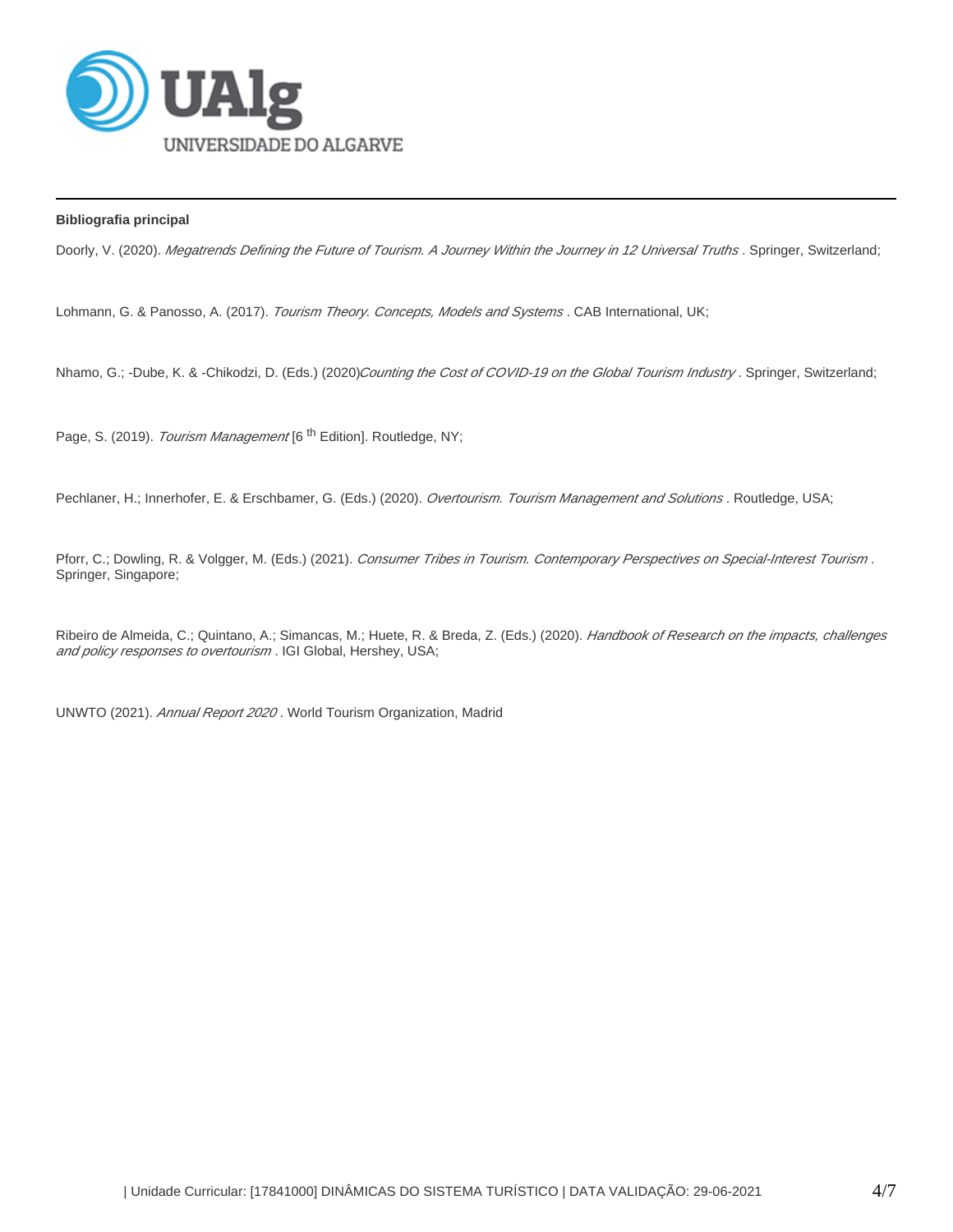**Bibliografia principal**

Doorly, V. (2020). *Megatrends Defining the Future of Tourism. A Journey Within the Journey in 12 Universal Truths* . Springer, Switzerland;

Lohmann, G. & Panosso, A. (2017). *Tourism Theory. Concepts, Models and Systems* . CAB International, UK;

Nhamo, G.; -Dube, K. & -Chikodzi, D. (Eds.) (2020)*Counting the Cost of COVID-19 on the Global Tourism Industry* . Springer, Switzerland;

Page, S. (2019). *Tourism Management* [6 th Edition]. Routledge, NY;

Pechlaner, H.; Innerhofer, E. & Erschbamer, G. (Eds.) (2020). *Overtourism. Tourism Management and Solutions* . Routledge, USA;

Pforr, C.; Dowling, R. & Volgger, M. (Eds.) (2021). *Consumer Tribes in Tourism. Contemporary Perspectives on Special-Interest Tourism* . Springer, Singapore;

Ribeiro de Almeida, C.; Quintano, A.; Simancas, M.; Huete, R. & Breda, Z. (Eds.) (2020). *Handbook of Research on the impacts, challenges and policy responses to overtourism* . IGI Global, Hershey, USA;

UNWTO (2021). *Annual Report 2020* . World Tourism Organization, Madrid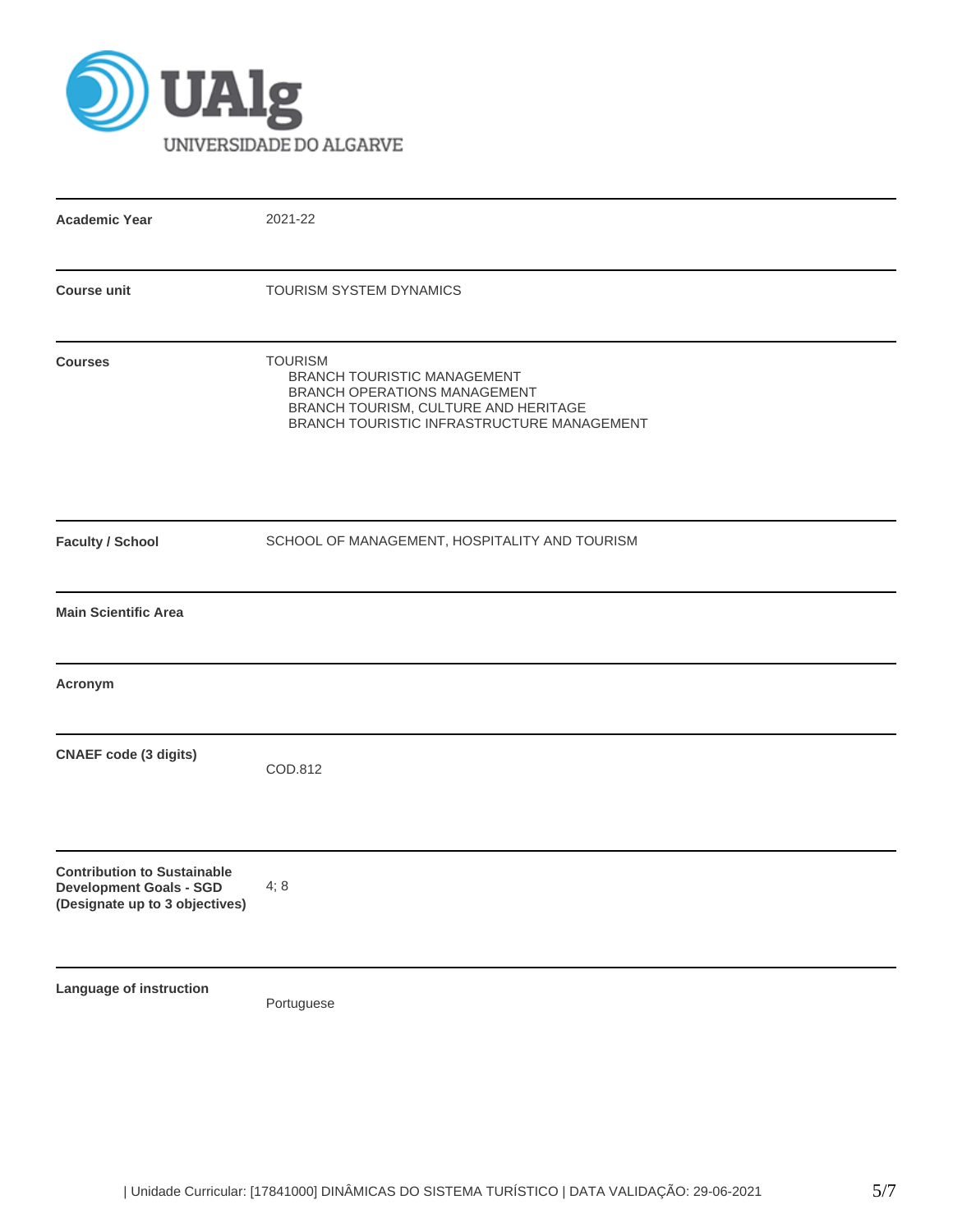UALg UNIVERSIDADE DO ALGARVE

| | |
|---|---|
| **Academic Year** | 2021-22 |
| **Course unit** | TOURISM SYSTEM DYNAMICS |
| **Courses** | TOURISM<br>BRANCH TOURISTIC MANAGEMENT<br>BRANCH OPERATIONS MANAGEMENT<br>BRANCH TOURISM, CULTURE AND HERITAGE<br>BRANCH TOURISTIC INFRASTRUCTURE MANAGEMENT |
| **Faculty / School** | SCHOOL OF MANAGEMENT, HOSPITALITY AND TOURISM |
| **Main Scientific Area** | |
| **Acronym** | |
| **CNAEF code (3 digits)** | COD.812 |
| **Contribution to Sustainable Development Goals - SGD (Designate up to 3 objectives)** | 4; 8 |
| **Language of instruction** | Portuguese |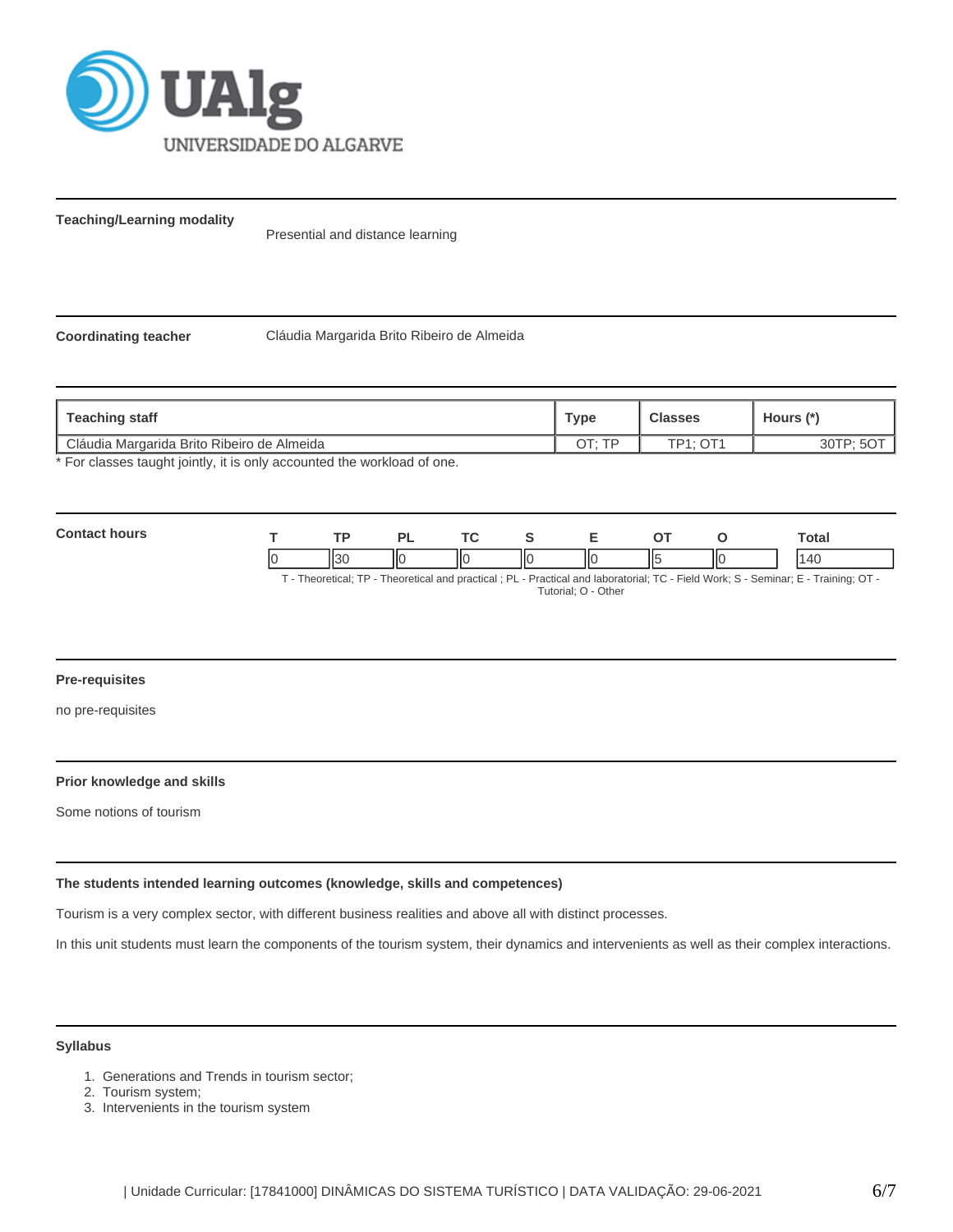**Teaching/Learning modality**

Presential and distance learning

**Coordinating teacher**

Cláudia Margarida Brito Ribeiro de Almeida

| Teaching staff | Type | Classes | Hours (*) |
| --- | --- | --- | --- |
| Cláudia Margarida Brito Ribeiro de Almeida | OT; TP | TP1; OT1 | 30TP; 5OT |

* For classes taught jointly, it is only accounted the workload of one.

**Contact hours**

| T | TP | PL | TC | S | E | OT | O | Total |
| --- | --- | --- | --- | --- | --- | --- | --- | --- |
| 0 | 30 | 0 | 0 | 0 | 0 | 5 | 0 | 140 |

T - Theoretical; TP - Theoretical and practical ; PL - Practical and laboratorial; TC - Field Work; S - Seminar; E - Training; OT - Tutorial; O - Other

**Pre-requisites**

no pre-requisites

**Prior knowledge and skills**

Some notions of tourism

**The students intended learning outcomes (knowledge, skills and competences)**

Tourism is a very complex sector, with different business realities and above all with distinct processes.

In this unit students must learn the components of the tourism system, their dynamics and intervenients as well as their complex interactions.

**Syllabus**

1. Generations and Trends in tourism sector;
2. Tourism system;
3. Intervenients in the tourism system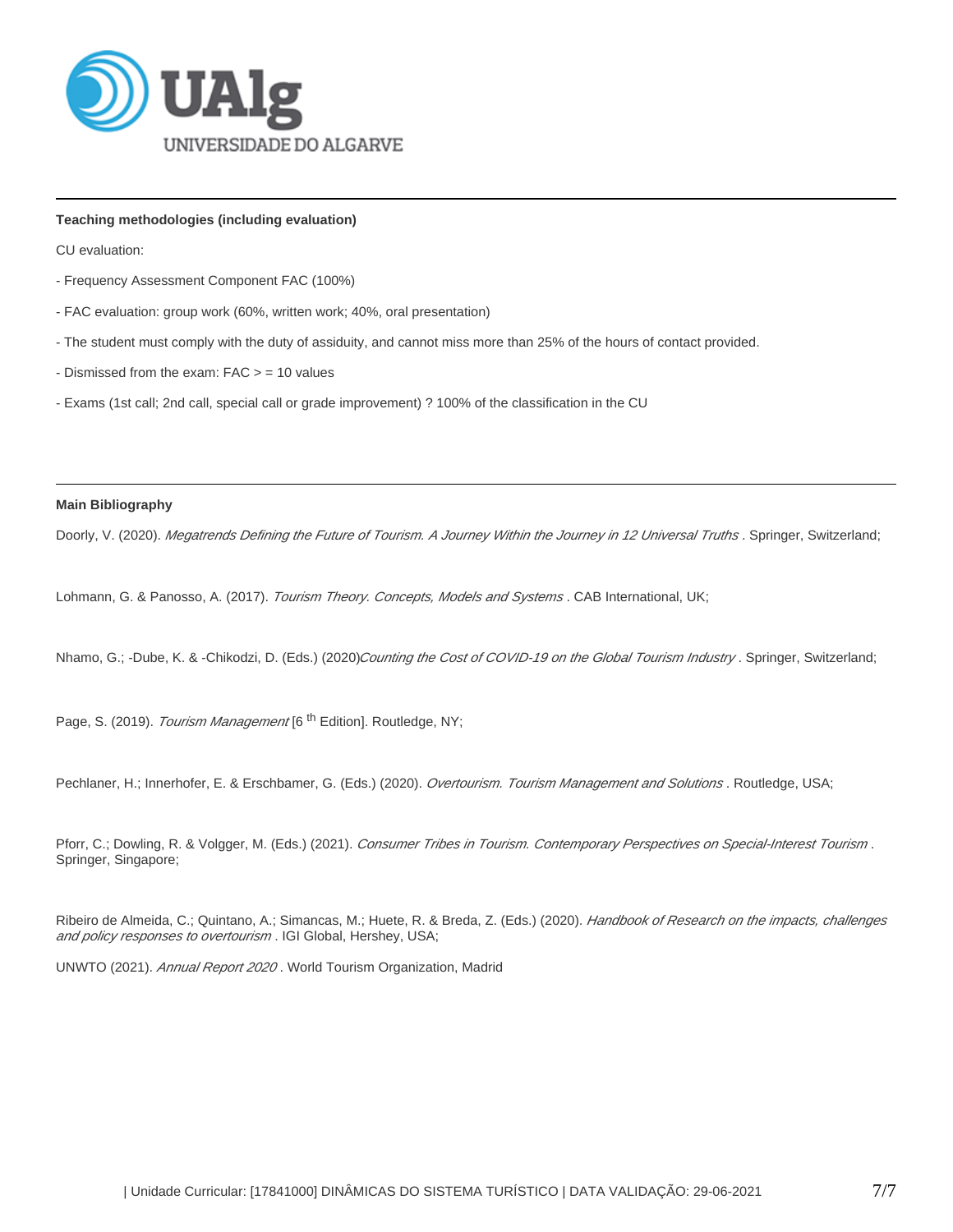**Teaching methodologies (including evaluation)**

CU evaluation:

- Frequency Assessment Component FAC (100%)

- FAC evaluation: group work (60%, written work; 40%, oral presentation)

- The student must comply with the duty of assiduity, and cannot miss more than 25% of the hours of contact provided.

- Dismissed from the exam: FAC > = 10 values

- Exams (1st call; 2nd call, special call or grade improvement) ? 100% of the classification in the CU

**Main Bibliography**

Doorly, V. (2020). *Megatrends Defining the Future of Tourism. A Journey Within the Journey in 12 Universal Truths* . Springer, Switzerland;

Lohmann, G. & Panosso, A. (2017). *Tourism Theory. Concepts, Models and Systems* . CAB International, UK;

Nhamo, G.; -Dube, K. & -Chikodzi, D. (Eds.) (2020)*Counting the Cost of COVID-19 on the Global Tourism Industry* . Springer, Switzerland;

Page, S. (2019). *Tourism Management* [6 th Edition]. Routledge, NY;

Pechlaner, H.; Innerhofer, E. & Erschbamer, G. (Eds.) (2020). *Overtourism. Tourism Management and Solutions* . Routledge, USA;

Pforr, C.; Dowling, R. & Volgger, M. (Eds.) (2021). *Consumer Tribes in Tourism. Contemporary Perspectives on Special-Interest Tourism* . Springer, Singapore;

Ribeiro de Almeida, C.; Quintano, A.; Simancas, M.; Huete, R. & Breda, Z. (Eds.) (2020). *Handbook of Research on the impacts, challenges and policy responses to overtourism* . IGI Global, Hershey, USA;

UNWTO (2021). *Annual Report 2020* . World Tourism Organization, Madrid